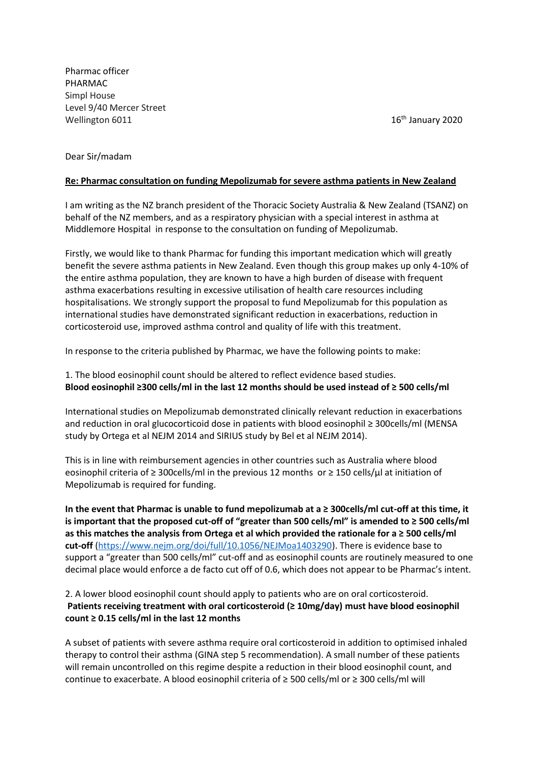Pharmac officer
PHARMAC
Simpl House
Level 9/40 Mercer Street
Wellington 6011

16th January 2020

Dear Sir/madam

**Re: Pharmac consultation on funding Mepolizumab for severe asthma patients in New Zealand**

I am writing as the NZ branch president of the Thoracic Society Australia & New Zealand (TSANZ) on behalf of the NZ members, and as a respiratory physician with a special interest in asthma at Middlemore Hospital in response to the consultation on funding of Mepolizumab.

Firstly, we would like to thank Pharmac for funding this important medication which will greatly benefit the severe asthma patients in New Zealand. Even though this group makes up only 4-10% of the entire asthma population, they are known to have a high burden of disease with frequent asthma exacerbations resulting in excessive utilisation of health care resources including hospitalisations. We strongly support the proposal to fund Mepolizumab for this population as international studies have demonstrated significant reduction in exacerbations, reduction in corticosteroid use, improved asthma control and quality of life with this treatment.

In response to the criteria published by Pharmac, we have the following points to make:

1. The blood eosinophil count should be altered to reflect evidence based studies.
**Blood eosinophil ≥300 cells/ml in the last 12 months should be used instead of ≥ 500 cells/ml**

International studies on Mepolizumab demonstrated clinically relevant reduction in exacerbations and reduction in oral glucocorticoid dose in patients with blood eosinophil ≥ 300cells/ml (MENSA study by Ortega et al NEJM 2014 and SIRIUS study by Bel et al NEJM 2014).

This is in line with reimbursement agencies in other countries such as Australia where blood eosinophil criteria of ≥ 300cells/ml in the previous 12 months or ≥ 150 cells/µl at initiation of Mepolizumab is required for funding.

**In the event that Pharmac is unable to fund mepolizumab at a ≥ 300cells/ml cut-off at this time, it is important that the proposed cut-off of "greater than 500 cells/ml" is amended to ≥ 500 cells/ml as this matches the analysis from Ortega et al which provided the rationale for a ≥ 500 cells/ml cut-off** (https://www.nejm.org/doi/full/10.1056/NEJMoa1403290). There is evidence base to support a "greater than 500 cells/ml" cut-off and as eosinophil counts are routinely measured to one decimal place would enforce a de facto cut off of 0.6, which does not appear to be Pharmac's intent.

2. A lower blood eosinophil count should apply to patients who are on oral corticosteroid.
**Patients receiving treatment with oral corticosteroid (≥ 10mg/day) must have blood eosinophil count ≥ 0.15 cells/ml in the last 12 months**

A subset of patients with severe asthma require oral corticosteroid in addition to optimised inhaled therapy to control their asthma (GINA step 5 recommendation). A small number of these patients will remain uncontrolled on this regime despite a reduction in their blood eosinophil count, and continue to exacerbate. A blood eosinophil criteria of ≥ 500 cells/ml or ≥ 300 cells/ml will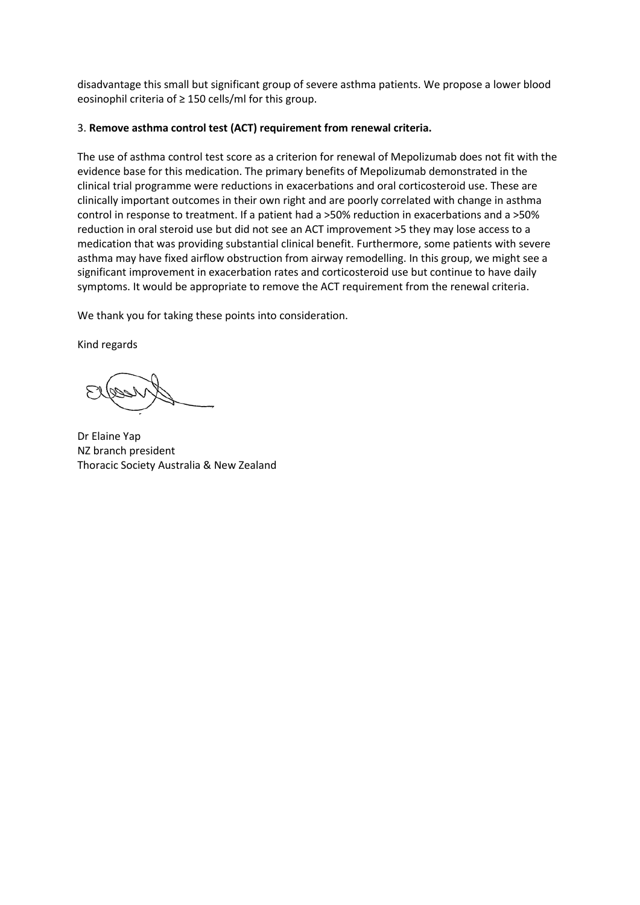disadvantage this small but significant group of severe asthma patients. We propose a lower blood eosinophil criteria of ≥ 150 cells/ml for this group.

3. **Remove asthma control test (ACT) requirement from renewal criteria.**

The use of asthma control test score as a criterion for renewal of Mepolizumab does not fit with the evidence base for this medication. The primary benefits of Mepolizumab demonstrated in the clinical trial programme were reductions in exacerbations and oral corticosteroid use. These are clinically important outcomes in their own right and are poorly correlated with change in asthma control in response to treatment. If a patient had a >50% reduction in exacerbations and a >50% reduction in oral steroid use but did not see an ACT improvement >5 they may lose access to a medication that was providing substantial clinical benefit. Furthermore, some patients with severe asthma may have fixed airflow obstruction from airway remodelling. In this group, we might see a significant improvement in exacerbation rates and corticosteroid use but continue to have daily symptoms. It would be appropriate to remove the ACT requirement from the renewal criteria.

We thank you for taking these points into consideration.

Kind regards

Dr Elaine Yap
NZ branch president
Thoracic Society Australia & New Zealand